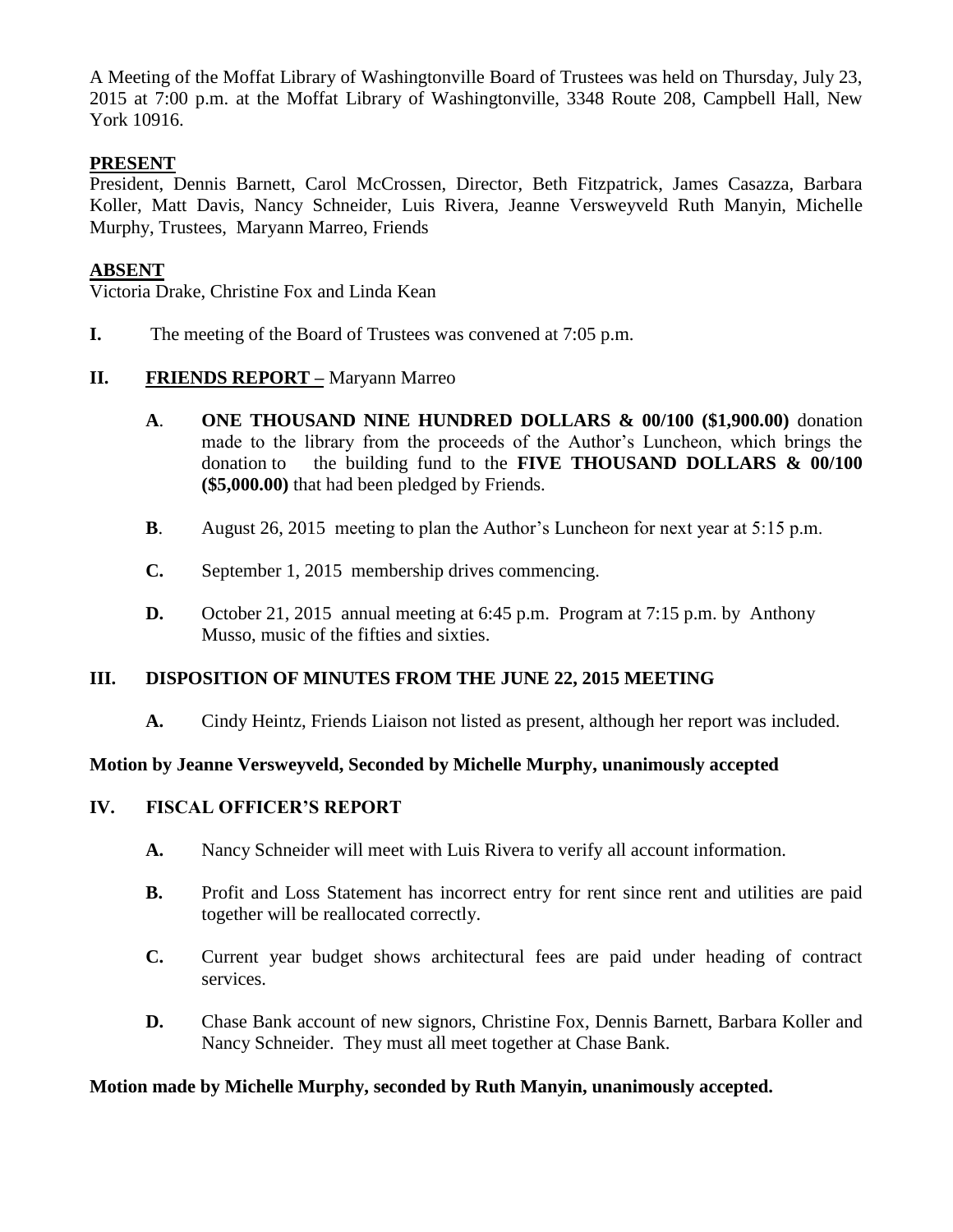A Meeting of the Moffat Library of Washingtonville Board of Trustees was held on Thursday, July 23, 2015 at 7:00 p.m. at the Moffat Library of Washingtonville, 3348 Route 208, Campbell Hall, New York 10916.

**PRESENT**

President, Dennis Barnett, Carol McCrossen, Director, Beth Fitzpatrick, James Casazza, Barbara Koller, Matt Davis, Nancy Schneider, Luis Rivera, Jeanne Versweyveld Ruth Manyin, Michelle Murphy, Trustees, Maryann Marreo, Friends

**ABSENT**

Victoria Drake, Christine Fox and Linda Kean

**I.** The meeting of the Board of Trustees was convened at 7:05 p.m.

**II. FRIENDS REPORT –** Maryann Marreo

- **A**. **ONE THOUSAND NINE HUNDRED DOLLARS & 00/100 ($1,900.00)** donation made to the library from the proceeds of the Author's Luncheon, which brings the donation to the building fund to the **FIVE THOUSAND DOLLARS & 00/100 ($5,000.00)** that had been pledged by Friends.
- **B**. August 26, 2015 meeting to plan the Author's Luncheon for next year at 5:15 p.m.
- **C.** September 1, 2015 membership drives commencing.
- **D.** October 21, 2015 annual meeting at 6:45 p.m. Program at 7:15 p.m. by Anthony Musso, music of the fifties and sixties.

**III. DISPOSITION OF MINUTES FROM THE JUNE 22, 2015 MEETING**

- **A.** Cindy Heintz, Friends Liaison not listed as present, although her report was included.

**Motion by Jeanne Versweyveld, Seconded by Michelle Murphy, unanimously accepted**

**IV. FISCAL OFFICER'S REPORT**

- **A.** Nancy Schneider will meet with Luis Rivera to verify all account information.
- **B.** Profit and Loss Statement has incorrect entry for rent since rent and utilities are paid together will be reallocated correctly.
- **C.** Current year budget shows architectural fees are paid under heading of contract services.
- **D.** Chase Bank account of new signors, Christine Fox, Dennis Barnett, Barbara Koller and Nancy Schneider. They must all meet together at Chase Bank.

**Motion made by Michelle Murphy, seconded by Ruth Manyin, unanimously accepted.**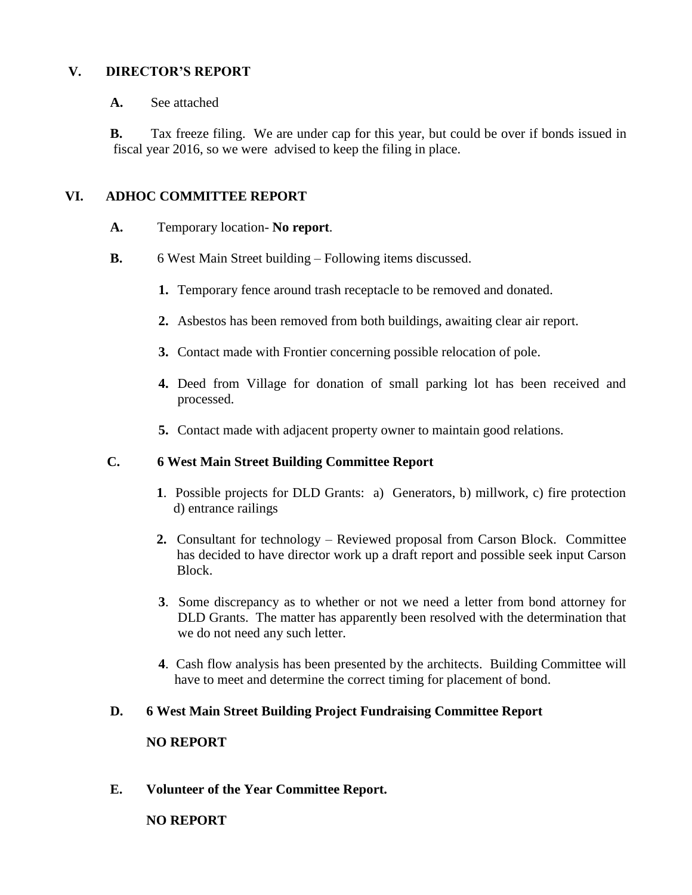## V. DIRECTOR'S REPORT

**A.** See attached

**B.** Tax freeze filing. We are under cap for this year, but could be over if bonds issued in fiscal year 2016, so we were advised to keep the filing in place.

## VI. ADHOC COMMITTEE REPORT

**A.** Temporary location- **No report**.

**B.** 6 West Main Street building – Following items discussed.

1. Temporary fence around trash receptacle to be removed and donated.
2. Asbestos has been removed from both buildings, awaiting clear air report.
3. Contact made with Frontier concerning possible relocation of pole.
4. Deed from Village for donation of small parking lot has been received and processed.
5. Contact made with adjacent property owner to maintain good relations.

**C. 6 West Main Street Building Committee Report**

1. Possible projects for DLD Grants: a) Generators, b) millwork, c) fire protection d) entrance railings
2. Consultant for technology – Reviewed proposal from Carson Block. Committee has decided to have director work up a draft report and possible seek input Carson Block.
3. Some discrepancy as to whether or not we need a letter from bond attorney for DLD Grants. The matter has apparently been resolved with the determination that we do not need any such letter.
4. Cash flow analysis has been presented by the architects. Building Committee will have to meet and determine the correct timing for placement of bond.

**D. 6 West Main Street Building Project Fundraising Committee Report**

**NO REPORT**

**E. Volunteer of the Year Committee Report.**

**NO REPORT**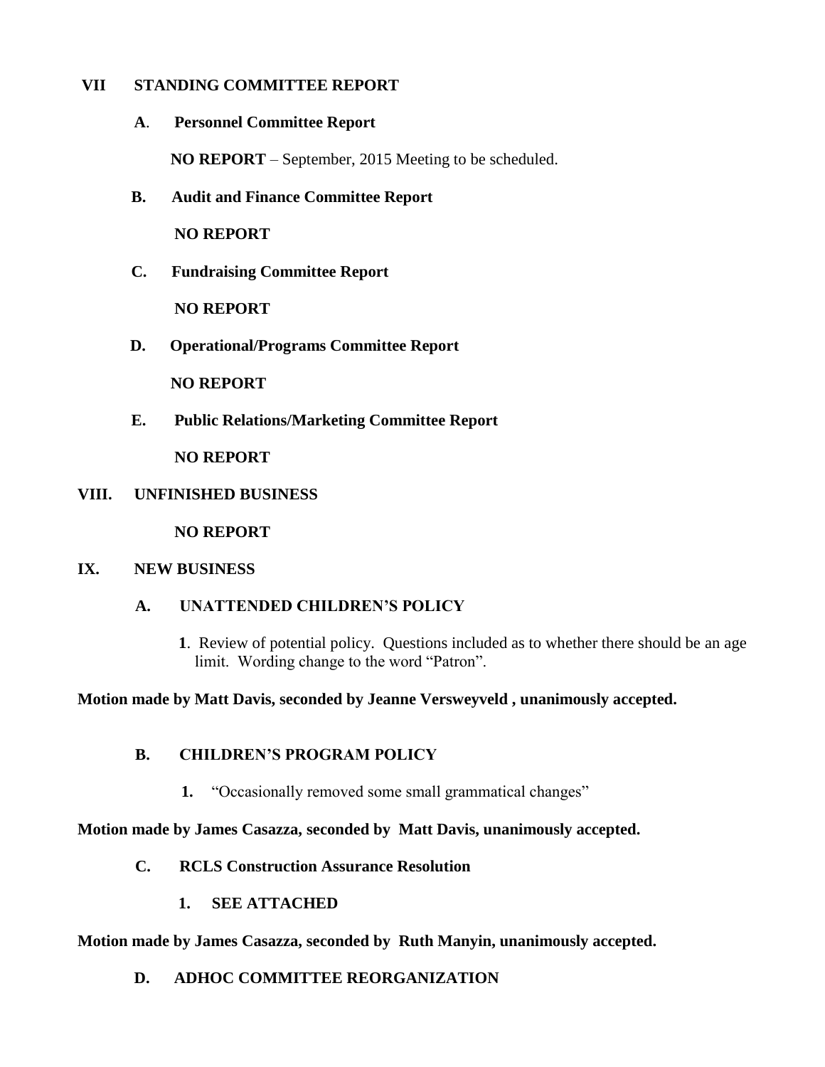## VII STANDING COMMITTEE REPORT

### A. Personnel Committee Report

**NO REPORT** – September, 2015 Meeting to be scheduled.

### B. Audit and Finance Committee Report

**NO REPORT**

### C. Fundraising Committee Report

**NO REPORT**

### D. Operational/Programs Committee Report

**NO REPORT**

### E. Public Relations/Marketing Committee Report

**NO REPORT**

## VIII. UNFINISHED BUSINESS

**NO REPORT**

## IX. NEW BUSINESS

### A. UNATTENDED CHILDREN'S POLICY

1. Review of potential policy. Questions included as to whether there should be an age limit. Wording change to the word "Patron".

**Motion made by Matt Davis, seconded by Jeanne Versweyveld , unanimously accepted.**

### B. CHILDREN'S PROGRAM POLICY

1. "Occasionally removed some small grammatical changes"

**Motion made by James Casazza, seconded by Matt Davis, unanimously accepted.**

### C. RCLS Construction Assurance Resolution

1. **SEE ATTACHED**

**Motion made by James Casazza, seconded by Ruth Manyin, unanimously accepted.**

### D. ADHOC COMMITTEE REORGANIZATION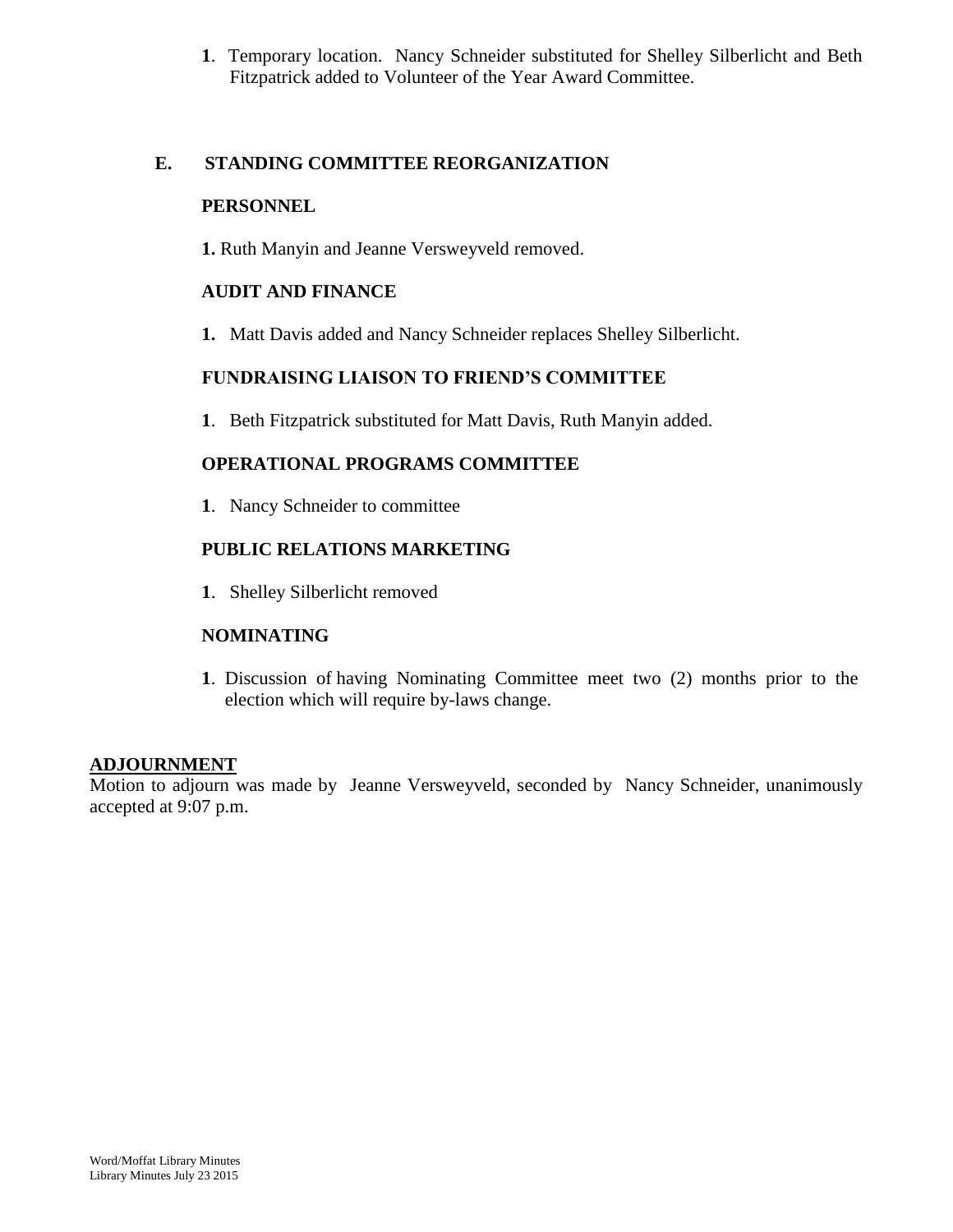**1**. Temporary location. Nancy Schneider substituted for Shelley Silberlicht and Beth Fitzpatrick added to Volunteer of the Year Award Committee.

## E. STANDING COMMITTEE REORGANIZATION

### PERSONNEL

**1.** Ruth Manyin and Jeanne Versweyveld removed.

### AUDIT AND FINANCE

**1.** Matt Davis added and Nancy Schneider replaces Shelley Silberlicht.

### FUNDRAISING LIAISON TO FRIEND'S COMMITTEE

**1**. Beth Fitzpatrick substituted for Matt Davis, Ruth Manyin added.

### OPERATIONAL PROGRAMS COMMITTEE

**1**. Nancy Schneider to committee

### PUBLIC RELATIONS MARKETING

**1**. Shelley Silberlicht removed

### NOMINATING

**1**. Discussion of having Nominating Committee meet two (2) months prior to the election which will require by-laws change.

## ADJOURNMENT

Motion to adjourn was made by Jeanne Versweyveld, seconded by Nancy Schneider, unanimously accepted at 9:07 p.m.